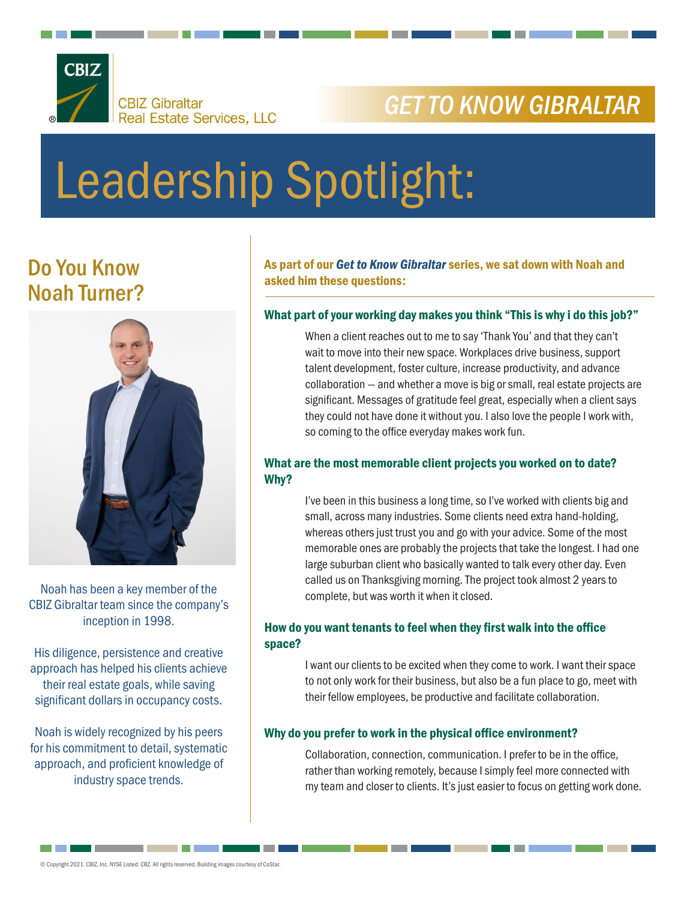CBIZ

CBIZ Gibraltar
Real Estate Services, LLC

GET TO KNOW GIBRALTAR

# Leadership Spotlight:

## Do You Know Noah Turner?

Noah has been a key member of the CBIZ Gibraltar team since the company's inception in 1998.

His diligence, persistence and creative approach has helped his clients achieve their real estate goals, while saving significant dollars in occupancy costs.

Noah is widely recognized by his peers for his commitment to detail, systematic approach, and proficient knowledge of industry space trends.

**As part of our *Get to Know Gibraltar* series, we sat down with Noah and asked him these questions:**

### What part of your working day makes you think "This is why i do this job?"

When a client reaches out to me to say 'Thank You' and that they can't wait to move into their new space. Workplaces drive business, support talent development, foster culture, increase productivity, and advance collaboration – and whether a move is big or small, real estate projects are significant. Messages of gratitude feel great, especially when a client says they could not have done it without you. I also love the people I work with, so coming to the office everyday makes work fun.

### What are the most memorable client projects you worked on to date? Why?

I've been in this business a long time, so I've worked with clients big and small, across many industries. Some clients need extra hand-holding, whereas others just trust you and go with your advice. Some of the most memorable ones are probably the projects that take the longest. I had one large suburban client who basically wanted to talk every other day. Even called us on Thanksgiving morning. The project took almost 2 years to complete, but was worth it when it closed.

### How do you want tenants to feel when they first walk into the office space?

I want our clients to be excited when they come to work. I want their space to not only work for their business, but also be a fun place to go, meet with their fellow employees, be productive and facilitate collaboration.

### Why do you prefer to work in the physical office environment?

Collaboration, connection, communication. I prefer to be in the office, rather than working remotely, because I simply feel more connected with my team and closer to clients. It's just easier to focus on getting work done.

© Copyright 2021. CBIZ, Inc. NYSE Listed: CBZ. All rights reserved. Building images courtesy of CoStar.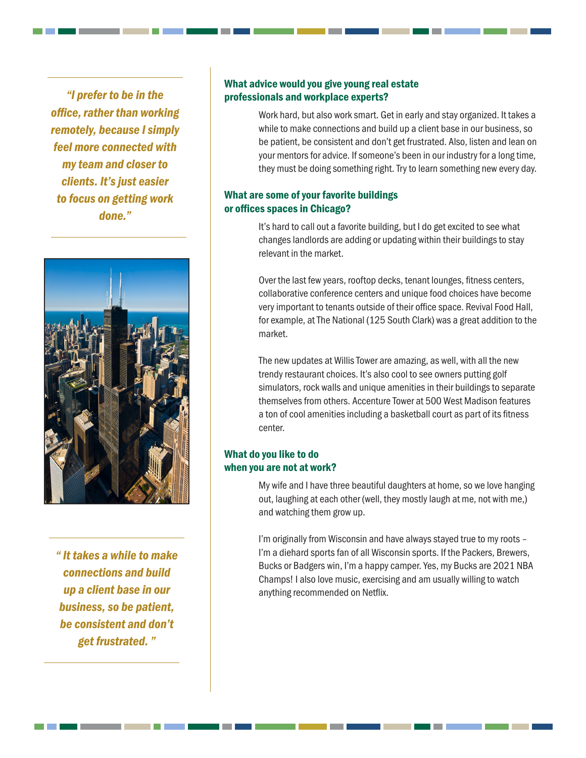*"I prefer to be in the office, rather than working remotely, because I simply feel more connected with my team and closer to clients. It's just easier to focus on getting work done."*

*" It takes a while to make connections and build up a client base in our business, so be patient, be consistent and don't get frustrated. "*

### What advice would you give young real estate professionals and workplace experts?

Work hard, but also work smart. Get in early and stay organized. It takes a while to make connections and build up a client base in our business, so be patient, be consistent and don't get frustrated. Also, listen and lean on your mentors for advice. If someone's been in our industry for a long time, they must be doing something right. Try to learn something new every day.

### What are some of your favorite buildings or offices spaces in Chicago?

It's hard to call out a favorite building, but I do get excited to see what changes landlords are adding or updating within their buildings to stay relevant in the market.

Over the last few years, rooftop decks, tenant lounges, fitness centers, collaborative conference centers and unique food choices have become very important to tenants outside of their office space. Revival Food Hall, for example, at The National (125 South Clark) was a great addition to the market.

The new updates at Willis Tower are amazing, as well, with all the new trendy restaurant choices. It's also cool to see owners putting golf simulators, rock walls and unique amenities in their buildings to separate themselves from others. Accenture Tower at 500 West Madison features a ton of cool amenities including a basketball court as part of its fitness center.

### What do you like to do when you are not at work?

My wife and I have three beautiful daughters at home, so we love hanging out, laughing at each other (well, they mostly laugh at me, not with me,) and watching them grow up.

I'm originally from Wisconsin and have always stayed true to my roots – I'm a diehard sports fan of all Wisconsin sports. If the Packers, Brewers, Bucks or Badgers win, I'm a happy camper. Yes, my Bucks are 2021 NBA Champs! I also love music, exercising and am usually willing to watch anything recommended on Netflix.